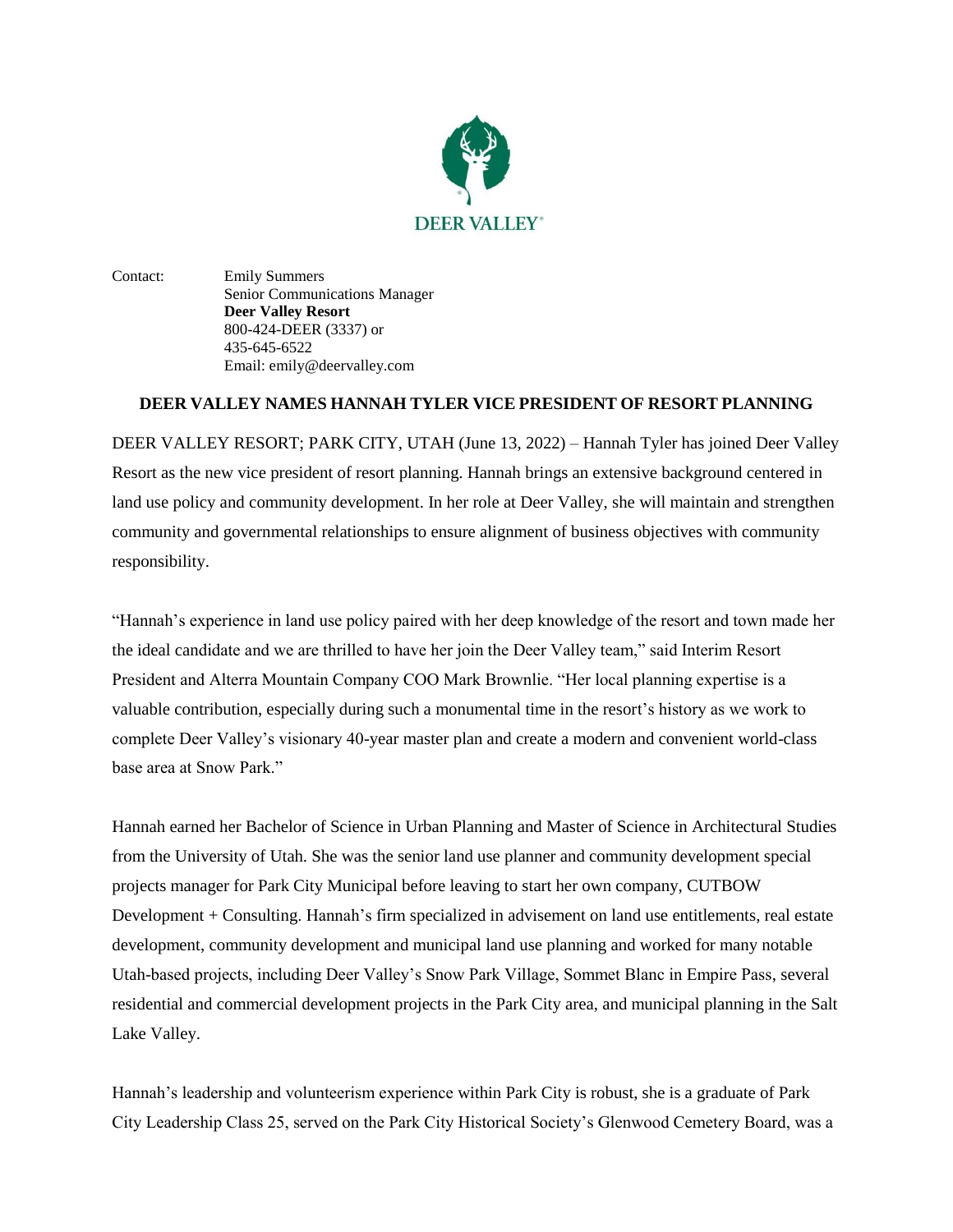DEER VALLEY®

Contact: Emily Summers
Senior Communications Manager
**Deer Valley Resort**
800-424-DEER (3337) or
435-645-6522
Email: emily@deervalley.com

**DEER VALLEY NAMES HANNAH TYLER VICE PRESIDENT OF RESORT PLANNING**

DEER VALLEY RESORT; PARK CITY, UTAH (June 13, 2022) – Hannah Tyler has joined Deer Valley Resort as the new vice president of resort planning. Hannah brings an extensive background centered in land use policy and community development. In her role at Deer Valley, she will maintain and strengthen community and governmental relationships to ensure alignment of business objectives with community responsibility.

"Hannah's experience in land use policy paired with her deep knowledge of the resort and town made her the ideal candidate and we are thrilled to have her join the Deer Valley team," said Interim Resort President and Alterra Mountain Company COO Mark Brownlie. "Her local planning expertise is a valuable contribution, especially during such a monumental time in the resort's history as we work to complete Deer Valley's visionary 40-year master plan and create a modern and convenient world-class base area at Snow Park."

Hannah earned her Bachelor of Science in Urban Planning and Master of Science in Architectural Studies from the University of Utah. She was the senior land use planner and community development special projects manager for Park City Municipal before leaving to start her own company, CUTBOW Development + Consulting. Hannah's firm specialized in advisement on land use entitlements, real estate development, community development and municipal land use planning and worked for many notable Utah-based projects, including Deer Valley's Snow Park Village, Sommet Blanc in Empire Pass, several residential and commercial development projects in the Park City area, and municipal planning in the Salt Lake Valley.

Hannah's leadership and volunteerism experience within Park City is robust, she is a graduate of Park City Leadership Class 25, served on the Park City Historical Society's Glenwood Cemetery Board, was a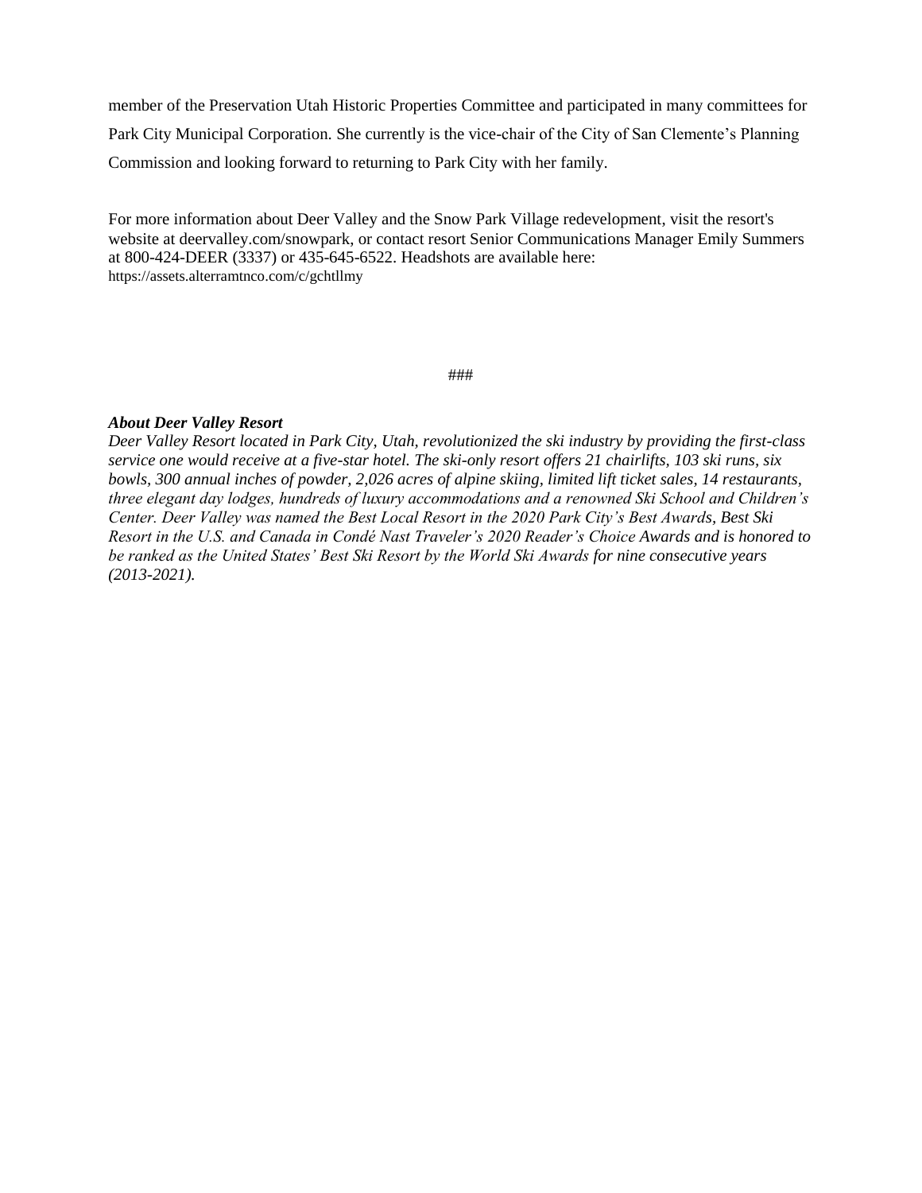member of the Preservation Utah Historic Properties Committee and participated in many committees for Park City Municipal Corporation. She currently is the vice-chair of the City of San Clemente's Planning Commission and looking forward to returning to Park City with her family.

For more information about Deer Valley and the Snow Park Village redevelopment, visit the resort's website at deervalley.com/snowpark, or contact resort Senior Communications Manager Emily Summers at 800-424-DEER (3337) or 435-645-6522. Headshots are available here: https://assets.alterramtnco.com/c/gchtllmy

###

***About Deer Valley Resort***

*Deer Valley Resort located in Park City, Utah, revolutionized the ski industry by providing the first-class service one would receive at a five-star hotel. The ski-only resort offers 21 chairlifts, 103 ski runs, six bowls, 300 annual inches of powder, 2,026 acres of alpine skiing, limited lift ticket sales, 14 restaurants, three elegant day lodges, hundreds of luxury accommodations and a renowned Ski School and Children's Center. Deer Valley was named the Best Local Resort in the 2020 Park City's Best Awards, Best Ski Resort in the U.S. and Canada in Condé Nast Traveler's 2020 Reader's Choice Awards and is honored to be ranked as the United States' Best Ski Resort by the World Ski Awards for nine consecutive years (2013-2021).*